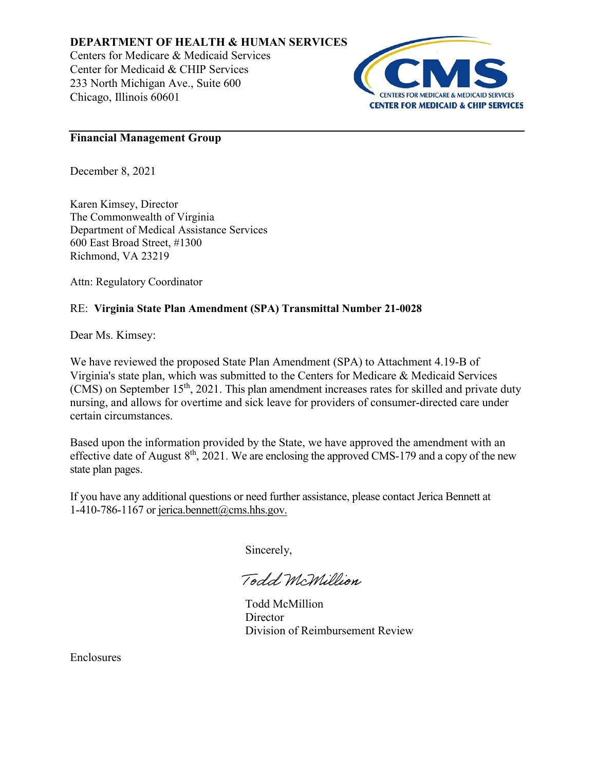**DEPARTMENT OF HEALTH & HUMAN SERVICES**
Centers for Medicare & Medicaid Services
Center for Medicaid & CHIP Services
233 North Michigan Ave., Suite 600
Chicago, Illinois 60601

**Financial Management Group**

December 8, 2021

Karen Kimsey, Director
The Commonwealth of Virginia
Department of Medical Assistance Services
600 East Broad Street, #1300
Richmond, VA 23219

Attn: Regulatory Coordinator

RE: **Virginia State Plan Amendment (SPA) Transmittal Number 21-0028**

Dear Ms. Kimsey:

We have reviewed the proposed State Plan Amendment (SPA) to Attachment 4.19-B of Virginia's state plan, which was submitted to the Centers for Medicare & Medicaid Services (CMS) on September 15th, 2021. This plan amendment increases rates for skilled and private duty nursing, and allows for overtime and sick leave for providers of consumer-directed care under certain circumstances.

Based upon the information provided by the State, we have approved the amendment with an effective date of August 8th, 2021. We are enclosing the approved CMS-179 and a copy of the new state plan pages.

If you have any additional questions or need further assistance, please contact Jerica Bennett at 1-410-786-1167 or jerica.bennett@cms.hhs.gov.

Sincerely,

Todd McMillion

Todd McMillion
Director
Division of Reimbursement Review

Enclosures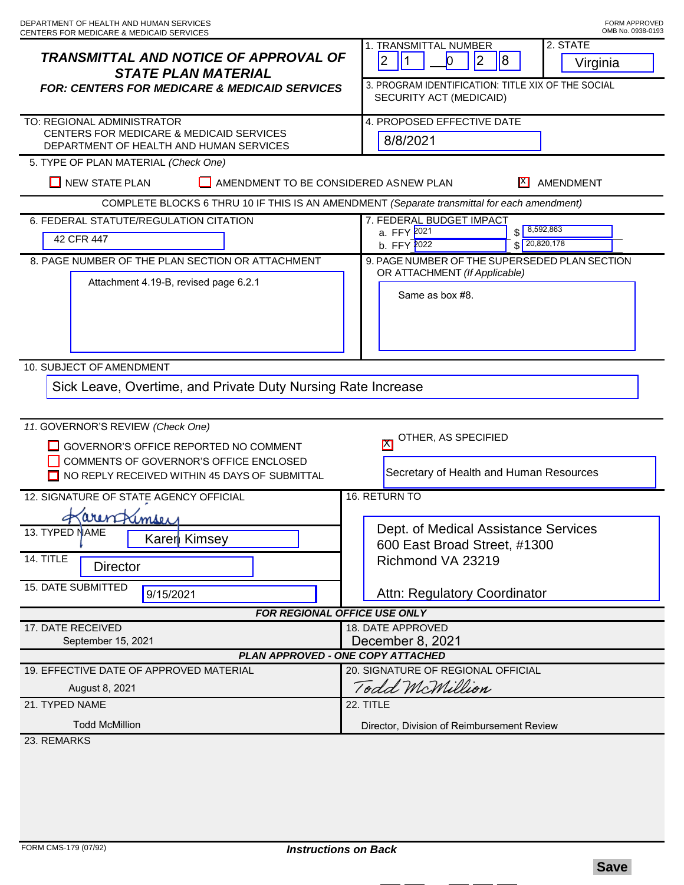DEPARTMENT OF HEALTH AND HUMAN SERVICES
CENTERS FOR MEDICARE & MEDICAID SERVICES

FORM APPROVED
OMB No. 0938-0193

## *TRANSMITTAL AND NOTICE OF APPROVAL OF STATE PLAN MATERIAL*

### *FOR: CENTERS FOR MEDICARE & MEDICAID SERVICES*

1. TRANSMITTAL NUMBER: 2 1 — 0 2 8
2. STATE: Virginia
3. PROGRAM IDENTIFICATION: TITLE XIX OF THE SOCIAL SECURITY ACT (MEDICAID)

TO: REGIONAL ADMINISTRATOR
CENTERS FOR MEDICARE & MEDICAID SERVICES
DEPARTMENT OF HEALTH AND HUMAN SERVICES

4. PROPOSED EFFECTIVE DATE: 8/8/2021

5. TYPE OF PLAN MATERIAL *(Check One)*

- [ ] NEW STATE PLAN
- [ ] AMENDMENT TO BE CONSIDERED AS NEW PLAN
- [X] AMENDMENT

COMPLETE BLOCKS 6 THRU 10 IF THIS IS AN AMENDMENT *(Separate transmittal for each amendment)*

6. FEDERAL STATUTE/REGULATION CITATION: 42 CFR 447

7. FEDERAL BUDGET IMPACT
   a. FFY 2021 $ 8,592,863
   b. FFY 2022 $ 20,820,178

8. PAGE NUMBER OF THE PLAN SECTION OR ATTACHMENT: Attachment 4.19-B, revised page 6.2.1

9. PAGE NUMBER OF THE SUPERSEDED PLAN SECTION OR ATTACHMENT *(If Applicable)*: Same as box #8.

10. SUBJECT OF AMENDMENT: Sick Leave, Overtime, and Private Duty Nursing Rate Increase

11. GOVERNOR'S REVIEW *(Check One)*

- [ ] GOVERNOR'S OFFICE REPORTED NO COMMENT
- [ ] COMMENTS OF GOVERNOR'S OFFICE ENCLOSED
- [ ] NO REPLY RECEIVED WITHIN 45 DAYS OF SUBMITTAL
- [X] OTHER, AS SPECIFIED: Secretary of Health and Human Resources

12. SIGNATURE OF STATE AGENCY OFFICIAL: Karen Kimsey

13. TYPED NAME: Karen Kimsey

14. TITLE: Director

15. DATE SUBMITTED: 9/15/2021

16. RETURN TO:
Dept. of Medical Assistance Services
600 East Broad Street, #1300
Richmond VA 23219

Attn: Regulatory Coordinator

***FOR REGIONAL OFFICE USE ONLY***

17. DATE RECEIVED: September 15, 2021

18. DATE APPROVED: December 8, 2021

***PLAN APPROVED - ONE COPY ATTACHED***

19. EFFECTIVE DATE OF APPROVED MATERIAL: August 8, 2021

20. SIGNATURE OF REGIONAL OFFICIAL: Todd McMillion

21. TYPED NAME: Todd McMillion

22. TITLE: Director, Division of Reimbursement Review

23. REMARKS

FORM CMS-179 (07/92)

***Instructions on Back***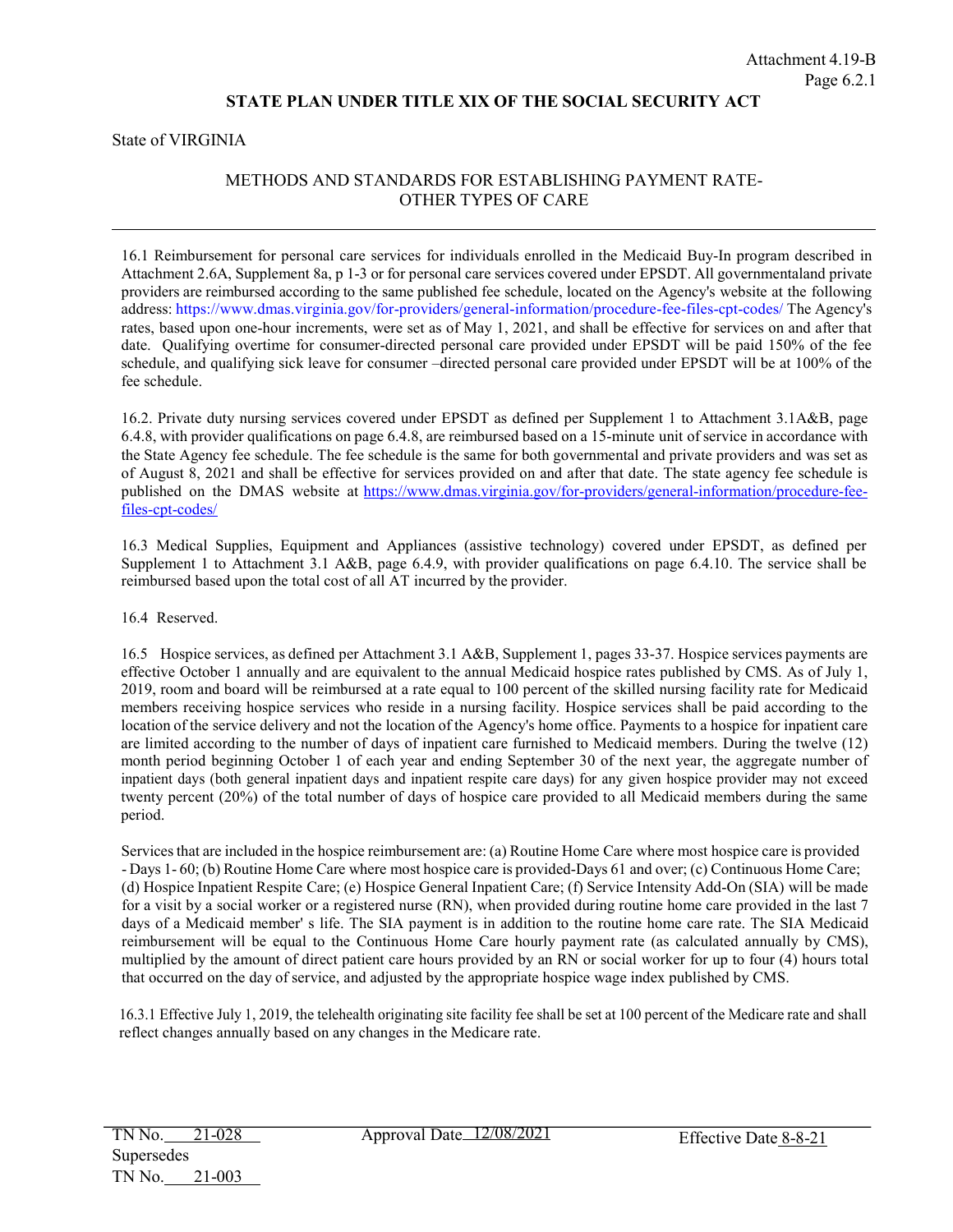STATE PLAN UNDER TITLE XIX OF THE SOCIAL SECURITY ACT

State of VIRGINIA

METHODS AND STANDARDS FOR ESTABLISHING PAYMENT RATE-
OTHER TYPES OF CARE

---

16.1 Reimbursement for personal care services for individuals enrolled in the Medicaid Buy-In program described in Attachment 2.6A, Supplement 8a, p 1-3 or for personal care services covered under EPSDT. All governmentaland private providers are reimbursed according to the same published fee schedule, located on the Agency's website at the following address: https://www.dmas.virginia.gov/for-providers/general-information/procedure-fee-files-cpt-codes/ The Agency's rates, based upon one-hour increments, were set as of May 1, 2021, and shall be effective for services on and after that date. Qualifying overtime for consumer-directed personal care provided under EPSDT will be paid 150% of the fee schedule, and qualifying sick leave for consumer –directed personal care provided under EPSDT will be at 100% of the fee schedule.

16.2. Private duty nursing services covered under EPSDT as defined per Supplement 1 to Attachment 3.1A&B, page 6.4.8, with provider qualifications on page 6.4.8, are reimbursed based on a 15-minute unit of service in accordance with the State Agency fee schedule. The fee schedule is the same for both governmental and private providers and was set as of August 8, 2021 and shall be effective for services provided on and after that date. The state agency fee schedule is published on the DMAS website at https://www.dmas.virginia.gov/for-providers/general-information/procedure-fee-files-cpt-codes/

16.3 Medical Supplies, Equipment and Appliances (assistive technology) covered under EPSDT, as defined per Supplement 1 to Attachment 3.1 A&B, page 6.4.9, with provider qualifications on page 6.4.10. The service shall be reimbursed based upon the total cost of all AT incurred by the provider.

16.4 Reserved.

16.5 Hospice services, as defined per Attachment 3.1 A&B, Supplement 1, pages 33-37. Hospice services payments are effective October 1 annually and are equivalent to the annual Medicaid hospice rates published by CMS. As of July 1, 2019, room and board will be reimbursed at a rate equal to 100 percent of the skilled nursing facility rate for Medicaid members receiving hospice services who reside in a nursing facility. Hospice services shall be paid according to the location of the service delivery and not the location of the Agency's home office. Payments to a hospice for inpatient care are limited according to the number of days of inpatient care furnished to Medicaid members. During the twelve (12) month period beginning October 1 of each year and ending September 30 of the next year, the aggregate number of inpatient days (both general inpatient days and inpatient respite care days) for any given hospice provider may not exceed twenty percent (20%) of the total number of days of hospice care provided to all Medicaid members during the same period.

Services that are included in the hospice reimbursement are: (a) Routine Home Care where most hospice care is provided - Days 1- 60; (b) Routine Home Care where most hospice care is provided-Days 61 and over; (c) Continuous Home Care; (d) Hospice Inpatient Respite Care; (e) Hospice General Inpatient Care; (f) Service Intensity Add-On (SIA) will be made for a visit by a social worker or a registered nurse (RN), when provided during routine home care provided in the last 7 days of a Medicaid member' s life. The SIA payment is in addition to the routine home care rate. The SIA Medicaid reimbursement will be equal to the Continuous Home Care hourly payment rate (as calculated annually by CMS), multiplied by the amount of direct patient care hours provided by an RN or social worker for up to four (4) hours total that occurred on the day of service, and adjusted by the appropriate hospice wage index published by CMS.

16.3.1 Effective July 1, 2019, the telehealth originating site facility fee shall be set at 100 percent of the Medicare rate and shall reflect changes annually based on any changes in the Medicare rate.

TN No. 21-028 Approval Date 12/08/2021 Effective Date 8-8-21
Supersedes
TN No. 21-003